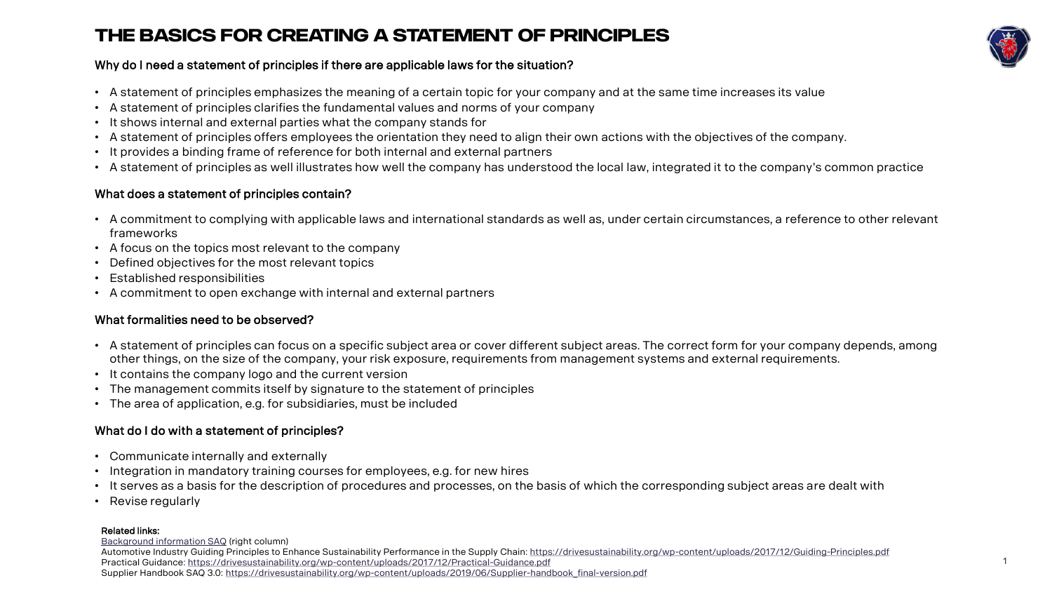# THE BASICS FOR CREATING A STATEMENT OF PRINCIPLES

## Why do I need a statement of principles if there are applicable laws for the situation?

- A statement of principles emphasizes the meaning of a certain topic for your company and at the same time increases its value
- A statement of principles clarifies the fundamental values and norms of your company
- It shows internal and external parties what the company stands for
- A statement of principles offers employees the orientation they need to align their own actions with the objectives of the company.
- It provides a binding frame of reference for both internal and external partners
- A statement of principles as well illustrates how well the company has understood the local law, integrated it to the company's common practice

## What does a statement of principles contain?

- A commitment to complying with applicable laws and international standards as well as, under certain circumstances, a reference to other relevant frameworks
- A focus on the topics most relevant to the company
- Defined objectives for the most relevant topics
- Established responsibilities
- A commitment to open exchange with internal and external partners

## What formalities need to be observed?

- A statement of principles can focus on a specific subject area or cover different subject areas. The correct form for your company depends, among other things, on the size of the company, your risk exposure, requirements from management systems and external requirements.
- It contains the company logo and the current version
- The management commits itself by signature to the statement of principles
- The area of application, e.g. for subsidiaries, must be included

## What do I do with a statement of principles?

- Communicate internally and externally
- Integration in mandatory training courses for employees, e.g. for new hires
- It serves as a basis for the description of procedures and processes, on the basis of which the corresponding subject areas are dealt with
- Revise regularly

**Related links:**
Background information SAQ (right column)
Automotive Industry Guiding Principles to Enhance Sustainability Performance in the Supply Chain: https://drivesustainability.org/wp-content/uploads/2017/12/Guiding-Principles.pdf
Practical Guidance: https://drivesustainability.org/wp-content/uploads/2017/12/Practical-Guidance.pdf
Supplier Handbook SAQ 3.0: https://drivesustainability.org/wp-content/uploads/2019/06/Supplier-handbook_final-version.pdf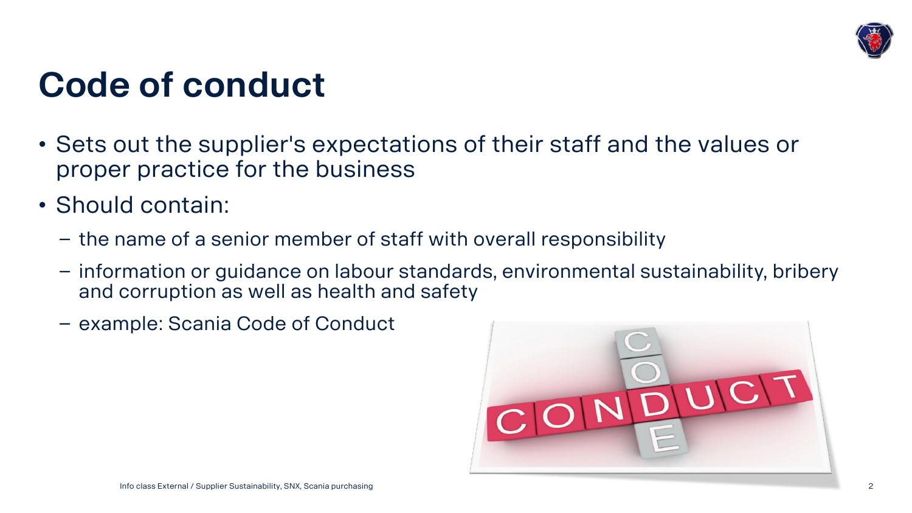# Code of conduct

- Sets out the supplier's expectations of their staff and the values or proper practice for the business
- Should contain:
  - the name of a senior member of staff with overall responsibility
  - information or guidance on labour standards, environmental sustainability, bribery and corruption as well as health and safety
  - example: Scania Code of Conduct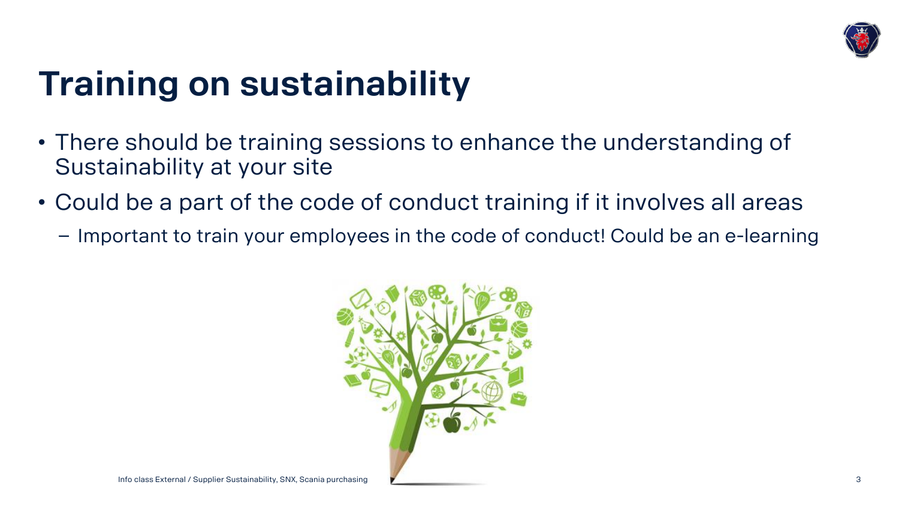# Training on sustainability

- There should be training sessions to enhance the understanding of Sustainability at your site
- Could be a part of the code of conduct training if it involves all areas
  - Important to train your employees in the code of conduct! Could be an e-learning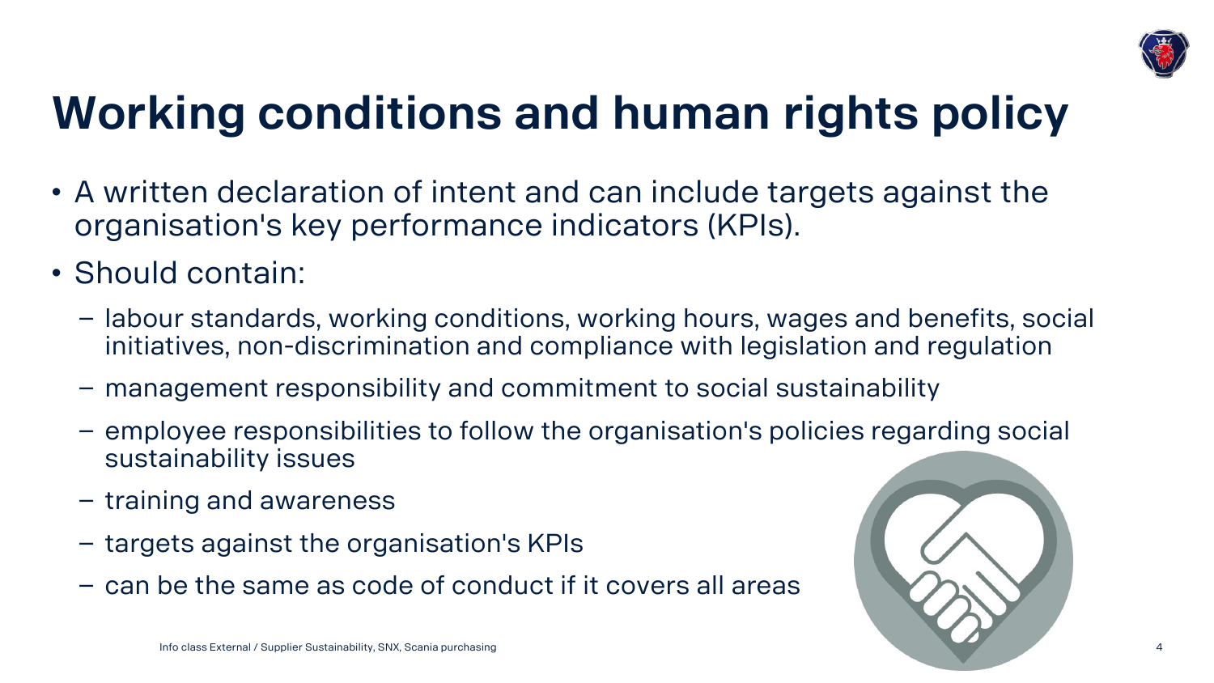# Working conditions and human rights policy

- A written declaration of intent and can include targets against the organisation's key performance indicators (KPIs).
- Should contain:
  - labour standards, working conditions, working hours, wages and benefits, social initiatives, non-discrimination and compliance with legislation and regulation
  - management responsibility and commitment to social sustainability
  - employee responsibilities to follow the organisation's policies regarding social sustainability issues
  - training and awareness
  - targets against the organisation's KPIs
  - can be the same as code of conduct if it covers all areas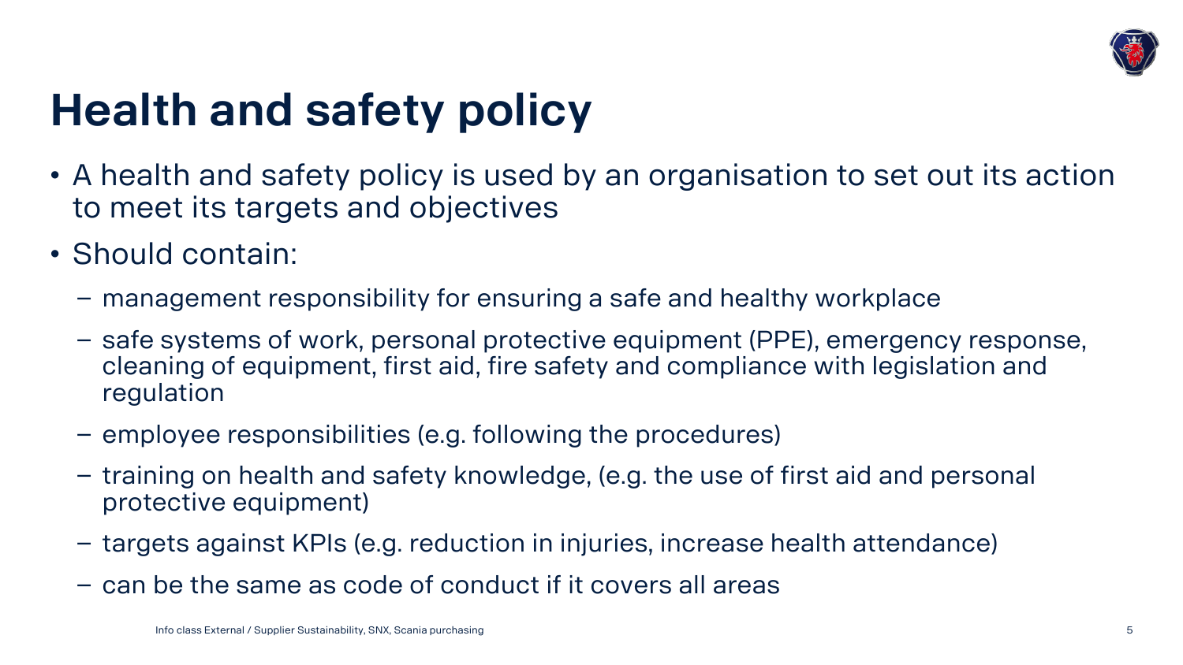# Health and safety policy

- A health and safety policy is used by an organisation to set out its action to meet its targets and objectives
- Should contain:
  - management responsibility for ensuring a safe and healthy workplace
  - safe systems of work, personal protective equipment (PPE), emergency response, cleaning of equipment, first aid, fire safety and compliance with legislation and regulation
  - employee responsibilities (e.g. following the procedures)
  - training on health and safety knowledge, (e.g. the use of first aid and personal protective equipment)
  - targets against KPIs (e.g. reduction in injuries, increase health attendance)
  - can be the same as code of conduct if it covers all areas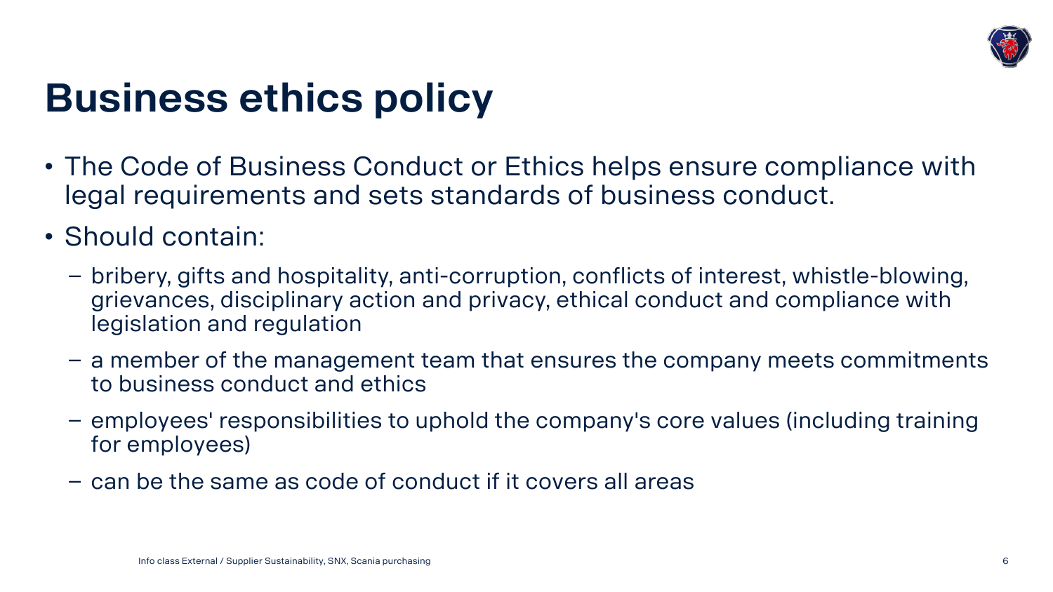# Business ethics policy

- The Code of Business Conduct or Ethics helps ensure compliance with legal requirements and sets standards of business conduct.
- Should contain:
  - bribery, gifts and hospitality, anti-corruption, conflicts of interest, whistle-blowing, grievances, disciplinary action and privacy, ethical conduct and compliance with legislation and regulation
  - a member of the management team that ensures the company meets commitments to business conduct and ethics
  - employees' responsibilities to uphold the company's core values (including training for employees)
  - can be the same as code of conduct if it covers all areas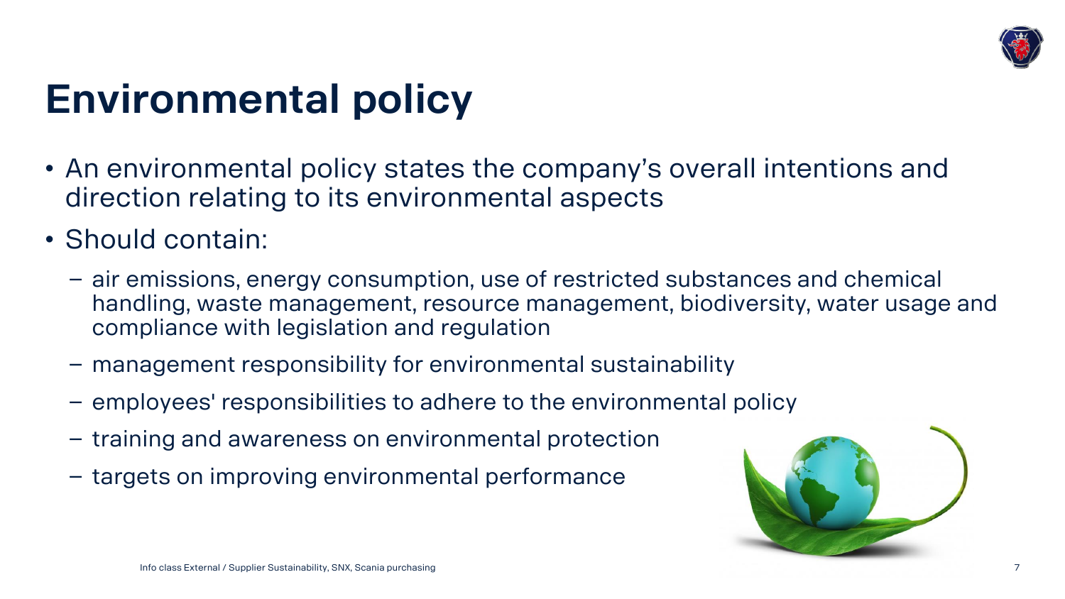# Environmental policy

- An environmental policy states the company's overall intentions and direction relating to its environmental aspects
- Should contain:
  - air emissions, energy consumption, use of restricted substances and chemical handling, waste management, resource management, biodiversity, water usage and compliance with legislation and regulation
  - management responsibility for environmental sustainability
  - employees' responsibilities to adhere to the environmental policy
  - training and awareness on environmental protection
  - targets on improving environmental performance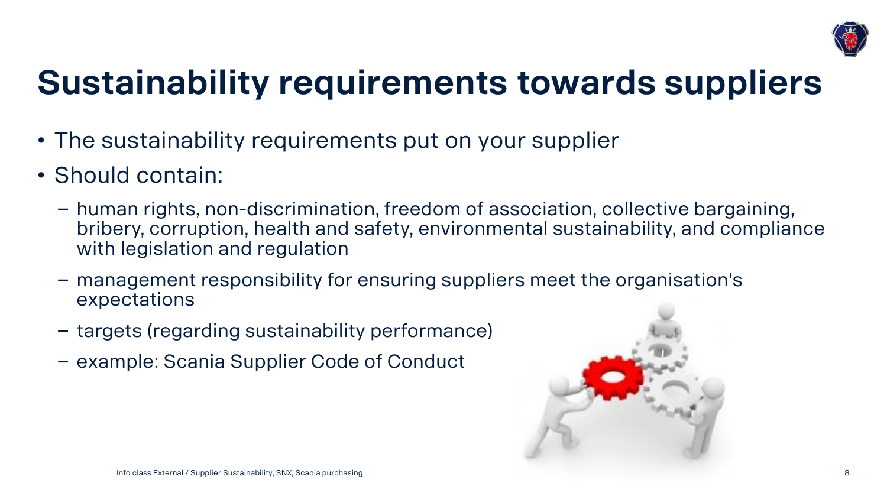# Sustainability requirements towards suppliers

- The sustainability requirements put on your supplier
- Should contain:
  - human rights, non-discrimination, freedom of association, collective bargaining, bribery, corruption, health and safety, environmental sustainability, and compliance with legislation and regulation
  - management responsibility for ensuring suppliers meet the organisation's expectations
  - targets (regarding sustainability performance)
  - example: Scania Supplier Code of Conduct